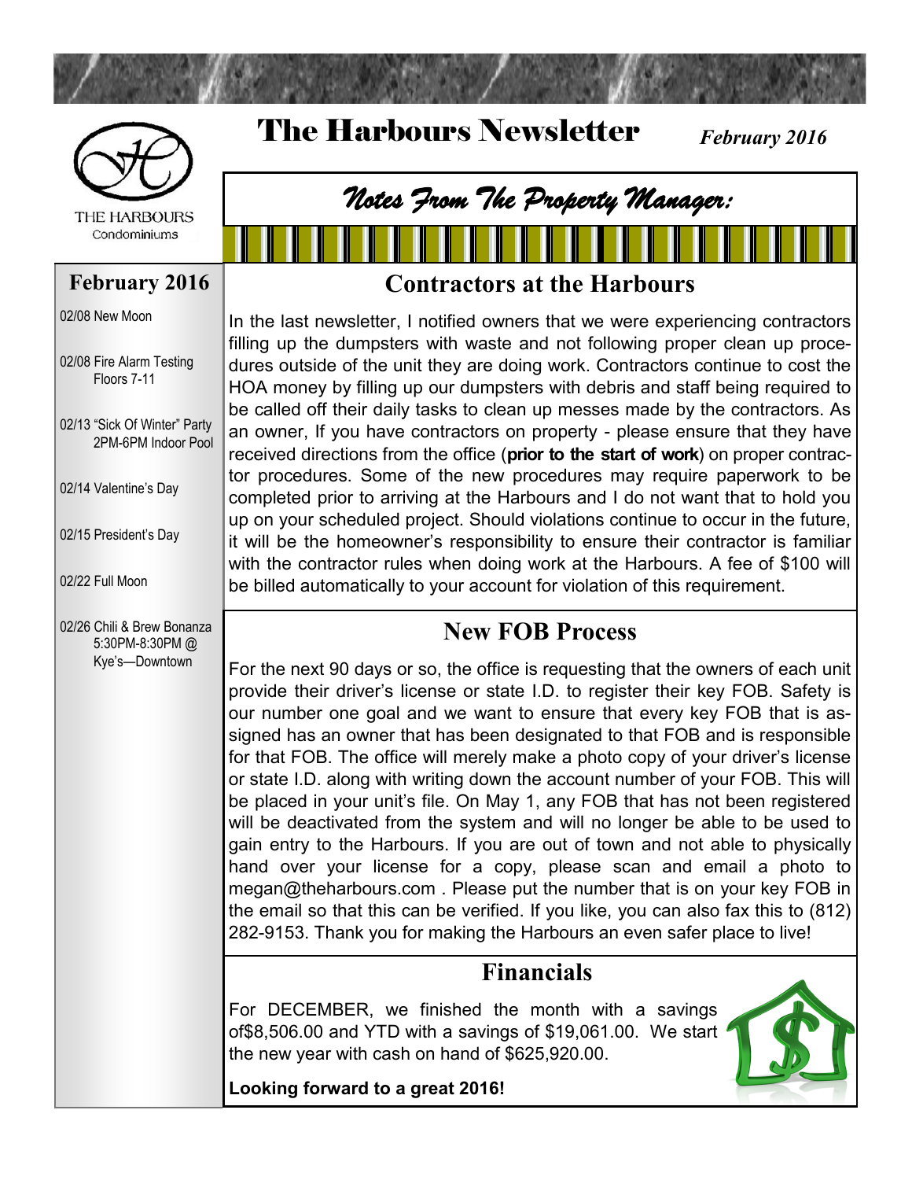# The Harbours Newsletter

*February 2016*

THE HARBOURS
Condominiums

## February 2016

- 02/08 New Moon
- 02/08 Fire Alarm Testing Floors 7-11
- 02/13 "Sick Of Winter" Party 2PM-6PM Indoor Pool
- 02/14 Valentine's Day
- 02/15 President's Day
- 02/22 Full Moon
- 02/26 Chili & Brew Bonanza 5:30PM-8:30PM @ Kye's—Downtown

## *Notes From The Property Manager:*

### Contractors at the Harbours

In the last newsletter, I notified owners that we were experiencing contractors filling up the dumpsters with waste and not following proper clean up procedures outside of the unit they are doing work. Contractors continue to cost the HOA money by filling up our dumpsters with debris and staff being required to be called off their daily tasks to clean up messes made by the contractors. As an owner, If you have contractors on property - please ensure that they have received directions from the office (**prior to the start of work**) on proper contractor procedures. Some of the new procedures may require paperwork to be completed prior to arriving at the Harbours and I do not want that to hold you up on your scheduled project. Should violations continue to occur in the future, it will be the homeowner's responsibility to ensure their contractor is familiar with the contractor rules when doing work at the Harbours. A fee of $100 will be billed automatically to your account for violation of this requirement.

### New FOB Process

For the next 90 days or so, the office is requesting that the owners of each unit provide their driver's license or state I.D. to register their key FOB. Safety is our number one goal and we want to ensure that every key FOB that is assigned has an owner that has been designated to that FOB and is responsible for that FOB. The office will merely make a photo copy of your driver's license or state I.D. along with writing down the account number of your FOB. This will be placed in your unit's file. On May 1, any FOB that has not been registered will be deactivated from the system and will no longer be able to be used to gain entry to the Harbours. If you are out of town and not able to physically hand over your license for a copy, please scan and email a photo to megan@theharbours.com . Please put the number that is on your key FOB in the email so that this can be verified. If you like, you can also fax this to (812) 282-9153. Thank you for making the Harbours an even safer place to live!

### Financials

For DECEMBER, we finished the month with a savings of$8,506.00 and YTD with a savings of $19,061.00. We start the new year with cash on hand of $625,920.00.

**Looking forward to a great 2016!**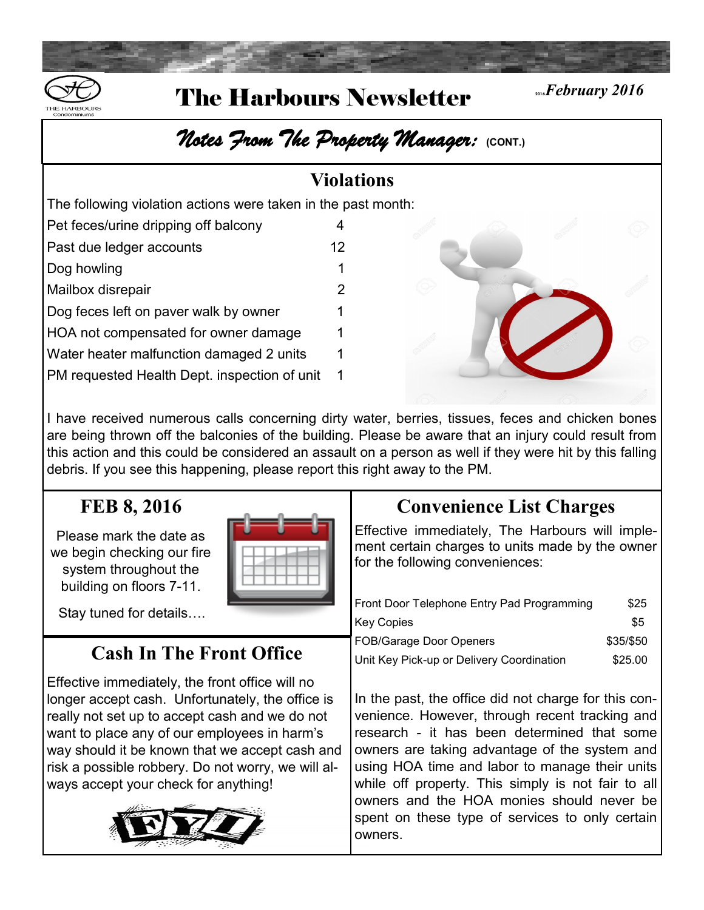# The Harbours Newsletter

*February 2016*

## Notes From The Property Manager: (CONT.)

### Violations

The following violation actions were taken in the past month:

| Violation | Count |
|---|---|
| Pet feces/urine dripping off balcony | 4 |
| Past due ledger accounts | 12 |
| Dog howling | 1 |
| Mailbox disrepair | 2 |
| Dog feces left on paver walk by owner | 1 |
| HOA not compensated for owner damage | 1 |
| Water heater malfunction damaged 2 units | 1 |
| PM requested Health Dept. inspection of unit | 1 |

I have received numerous calls concerning dirty water, berries, tissues, feces and chicken bones are being thrown off the balconies of the building. Please be aware that an injury could result from this action and this could be considered an assault on a person as well if they were hit by this falling debris. If you see this happening, please report this right away to the PM.

### FEB 8, 2016

Please mark the date as we begin checking our fire system throughout the building on floors 7-11.

Stay tuned for details….

### Cash In The Front Office

Effective immediately, the front office will no longer accept cash. Unfortunately, the office is really not set up to accept cash and we do not want to place any of our employees in harm's way should it be known that we accept cash and risk a possible robbery. Do not worry, we will always accept your check for anything!

FYI

### Convenience List Charges

Effective immediately, The Harbours will implement certain charges to units made by the owner for the following conveniences:

| Convenience | Charge |
|---|---|
| Front Door Telephone Entry Pad Programming | $25 |
| Key Copies | $5 |
| FOB/Garage Door Openers | $35/$50 |
| Unit Key Pick-up or Delivery Coordination | $25.00 |

In the past, the office did not charge for this convenience. However, through recent tracking and research - it has been determined that some owners are taking advantage of the system and using HOA time and labor to manage their units while off property. This simply is not fair to all owners and the HOA monies should never be spent on these type of services to only certain owners.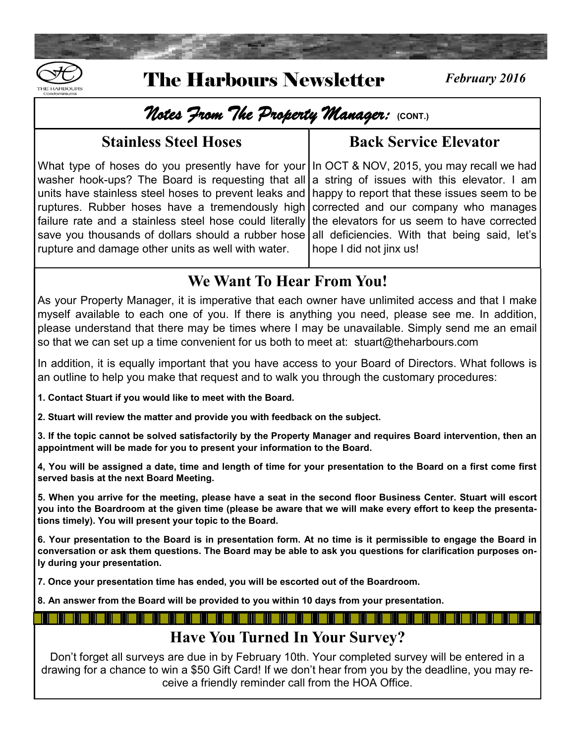# The Harbours Newsletter

*February 2016*

## *Notes From The Property Manager:* (CONT.)

### Stainless Steel Hoses

What type of hoses do you presently have for your washer hook-ups? The Board is requesting that all units have stainless steel hoses to prevent leaks and ruptures. Rubber hoses have a tremendously high failure rate and a stainless steel hose could literally save you thousands of dollars should a rubber hose rupture and damage other units as well with water.

### Back Service Elevator

In OCT & NOV, 2015, you may recall we had a string of issues with this elevator. I am happy to report that these issues seem to be corrected and our company who manages the elevators for us seem to have corrected all deficiencies. With that being said, let's hope I did not jinx us!

## We Want To Hear From You!

As your Property Manager, it is imperative that each owner have unlimited access and that I make myself available to each one of you. If there is anything you need, please see me. In addition, please understand that there may be times where I may be unavailable. Simply send me an email so that we can set up a time convenient for us both to meet at: stuart@theharbours.com

In addition, it is equally important that you have access to your Board of Directors. What follows is an outline to help you make that request and to walk you through the customary procedures:

**1. Contact Stuart if you would like to meet with the Board.**

**2. Stuart will review the matter and provide you with feedback on the subject.**

**3. If the topic cannot be solved satisfactorily by the Property Manager and requires Board intervention, then an appointment will be made for you to present your information to the Board.**

**4, You will be assigned a date, time and length of time for your presentation to the Board on a first come first served basis at the next Board Meeting.**

**5. When you arrive for the meeting, please have a seat in the second floor Business Center. Stuart will escort you into the Boardroom at the given time (please be aware that we will make every effort to keep the presentations timely). You will present your topic to the Board.**

**6. Your presentation to the Board is in presentation form. At no time is it permissible to engage the Board in conversation or ask them questions. The Board may be able to ask you questions for clarification purposes only during your presentation.**

**7. Once your presentation time has ended, you will be escorted out of the Boardroom.**

**8. An answer from the Board will be provided to you within 10 days from your presentation.**

## Have You Turned In Your Survey?

Don't forget all surveys are due in by February 10th. Your completed survey will be entered in a drawing for a chance to win a $50 Gift Card! If we don't hear from you by the deadline, you may receive a friendly reminder call from the HOA Office.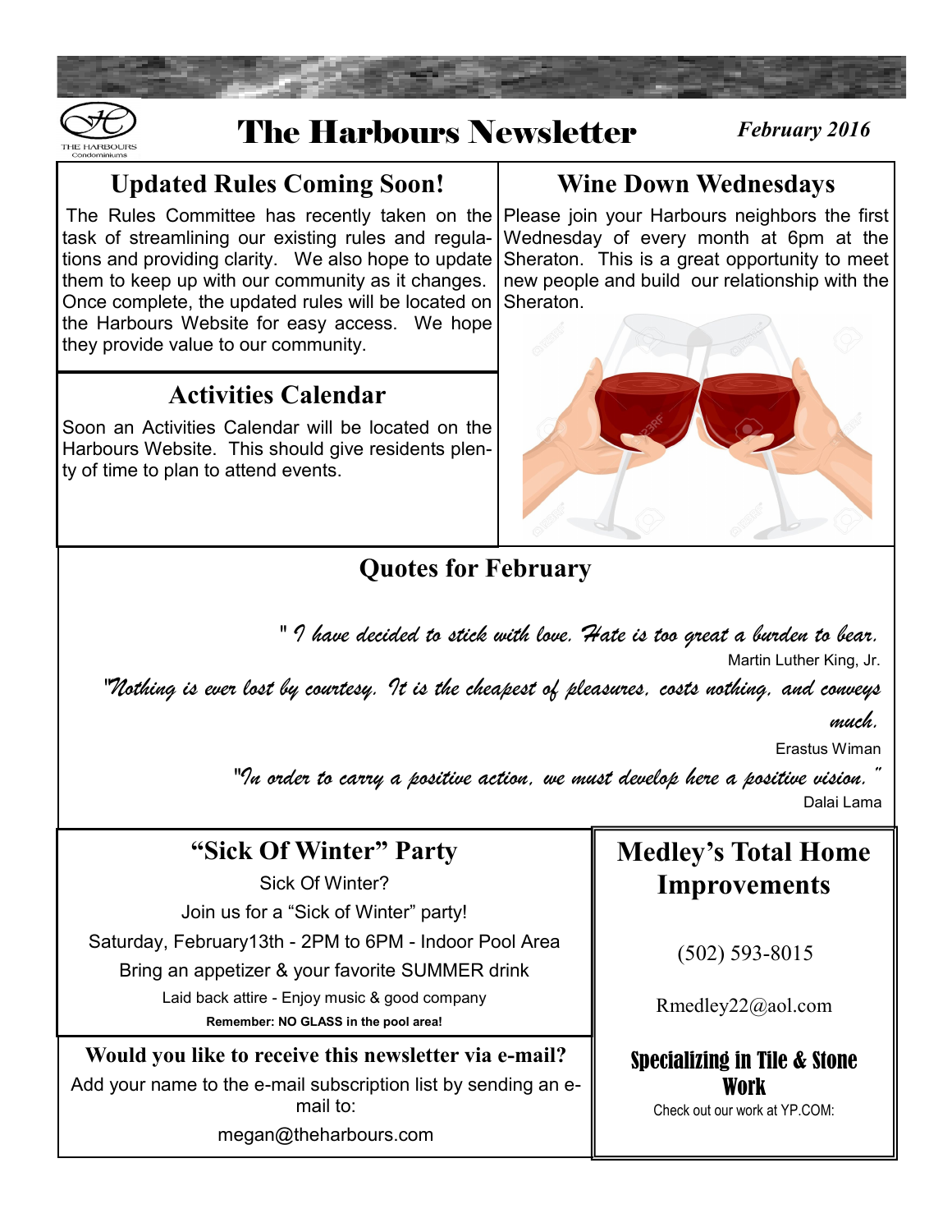THE HARBOURS Condominiums

# The Harbours Newsletter

*February 2016*

## Updated Rules Coming Soon!

The Rules Committee has recently taken on the task of streamlining our existing rules and regulations and providing clarity. We also hope to update them to keep up with our community as it changes. Once complete, the updated rules will be located on the Harbours Website for easy access. We hope they provide value to our community.

## Activities Calendar

Soon an Activities Calendar will be located on the Harbours Website. This should give residents plenty of time to plan to attend events.

## Wine Down Wednesdays

Please join your Harbours neighbors the first Wednesday of every month at 6pm at the Sheraton. This is a great opportunity to meet new people and build our relationship with the Sheraton.

## Quotes for February

*" I have decided to stick with love. Hate is too great a burden to bear.*

Martin Luther King, Jr.

*"Nothing is ever lost by courtesy. It is the cheapest of pleasures, costs nothing, and conveys much.*

Erastus Wiman

*"In order to carry a positive action, we must develop here a positive vision."*

Dalai Lama

## "Sick Of Winter" Party

Sick Of Winter?

Join us for a "Sick of Winter" party!

Saturday, February13th - 2PM to 6PM - Indoor Pool Area

Bring an appetizer & your favorite SUMMER drink

Laid back attire - Enjoy music & good company

**Remember: NO GLASS in the pool area!**

### Would you like to receive this newsletter via e-mail?

Add your name to the e-mail subscription list by sending an e-mail to:

megan@theharbours.com

## Medley's Total Home Improvements

(502) 593-8015

Rmedley22@aol.com

**Specializing in Tile & Stone Work**

Check out our work at YP.COM: